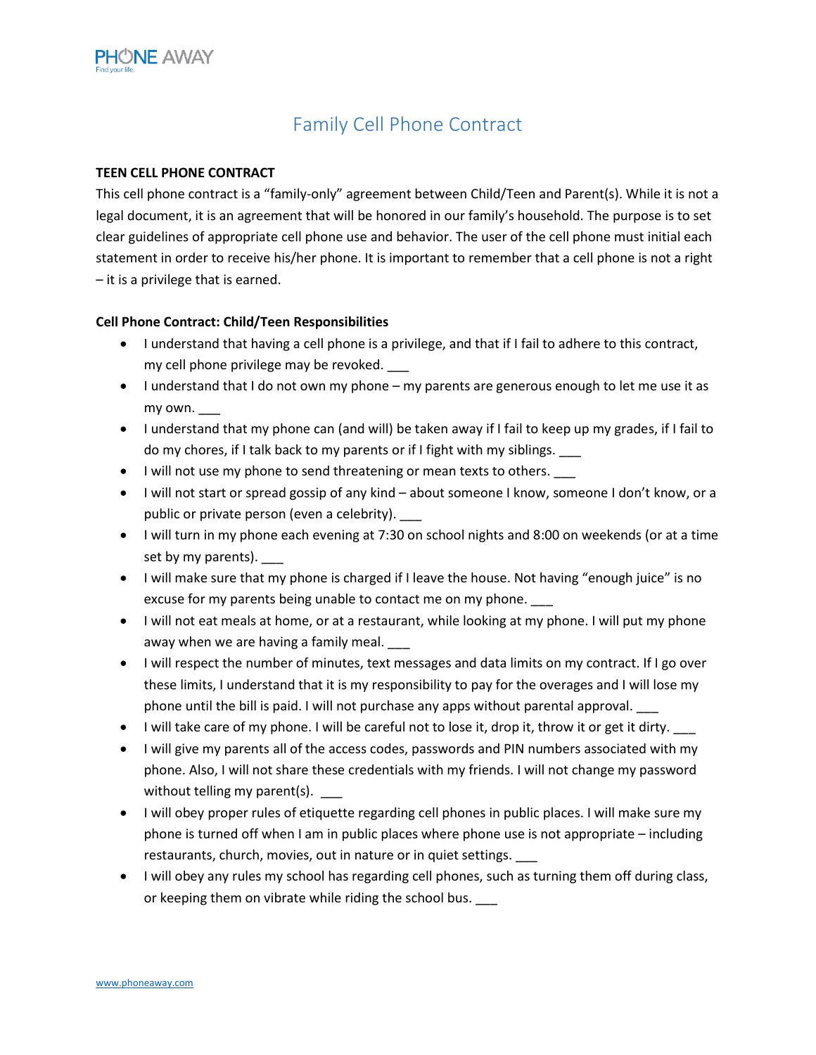# Family Cell Phone Contract

**TEEN CELL PHONE CONTRACT**

This cell phone contract is a "family-only" agreement between Child/Teen and Parent(s). While it is not a legal document, it is an agreement that will be honored in our family's household. The purpose is to set clear guidelines of appropriate cell phone use and behavior. The user of the cell phone must initial each statement in order to receive his/her phone. It is important to remember that a cell phone is not a right – it is a privilege that is earned.

**Cell Phone Contract: Child/Teen Responsibilities**

- I understand that having a cell phone is a privilege, and that if I fail to adhere to this contract, my cell phone privilege may be revoked. ___
- I understand that I do not own my phone – my parents are generous enough to let me use it as my own. ___
- I understand that my phone can (and will) be taken away if I fail to keep up my grades, if I fail to do my chores, if I talk back to my parents or if I fight with my siblings. ___
- I will not use my phone to send threatening or mean texts to others. ___
- I will not start or spread gossip of any kind – about someone I know, someone I don't know, or a public or private person (even a celebrity). ___
- I will turn in my phone each evening at 7:30 on school nights and 8:00 on weekends (or at a time set by my parents). ___
- I will make sure that my phone is charged if I leave the house. Not having "enough juice" is no excuse for my parents being unable to contact me on my phone. ___
- I will not eat meals at home, or at a restaurant, while looking at my phone. I will put my phone away when we are having a family meal. ___
- I will respect the number of minutes, text messages and data limits on my contract. If I go over these limits, I understand that it is my responsibility to pay for the overages and I will lose my phone until the bill is paid. I will not purchase any apps without parental approval. ___
- I will take care of my phone. I will be careful not to lose it, drop it, throw it or get it dirty. ___
- I will give my parents all of the access codes, passwords and PIN numbers associated with my phone. Also, I will not share these credentials with my friends. I will not change my password without telling my parent(s). ___
- I will obey proper rules of etiquette regarding cell phones in public places. I will make sure my phone is turned off when I am in public places where phone use is not appropriate – including restaurants, church, movies, out in nature or in quiet settings. ___
- I will obey any rules my school has regarding cell phones, such as turning them off during class, or keeping them on vibrate while riding the school bus. ___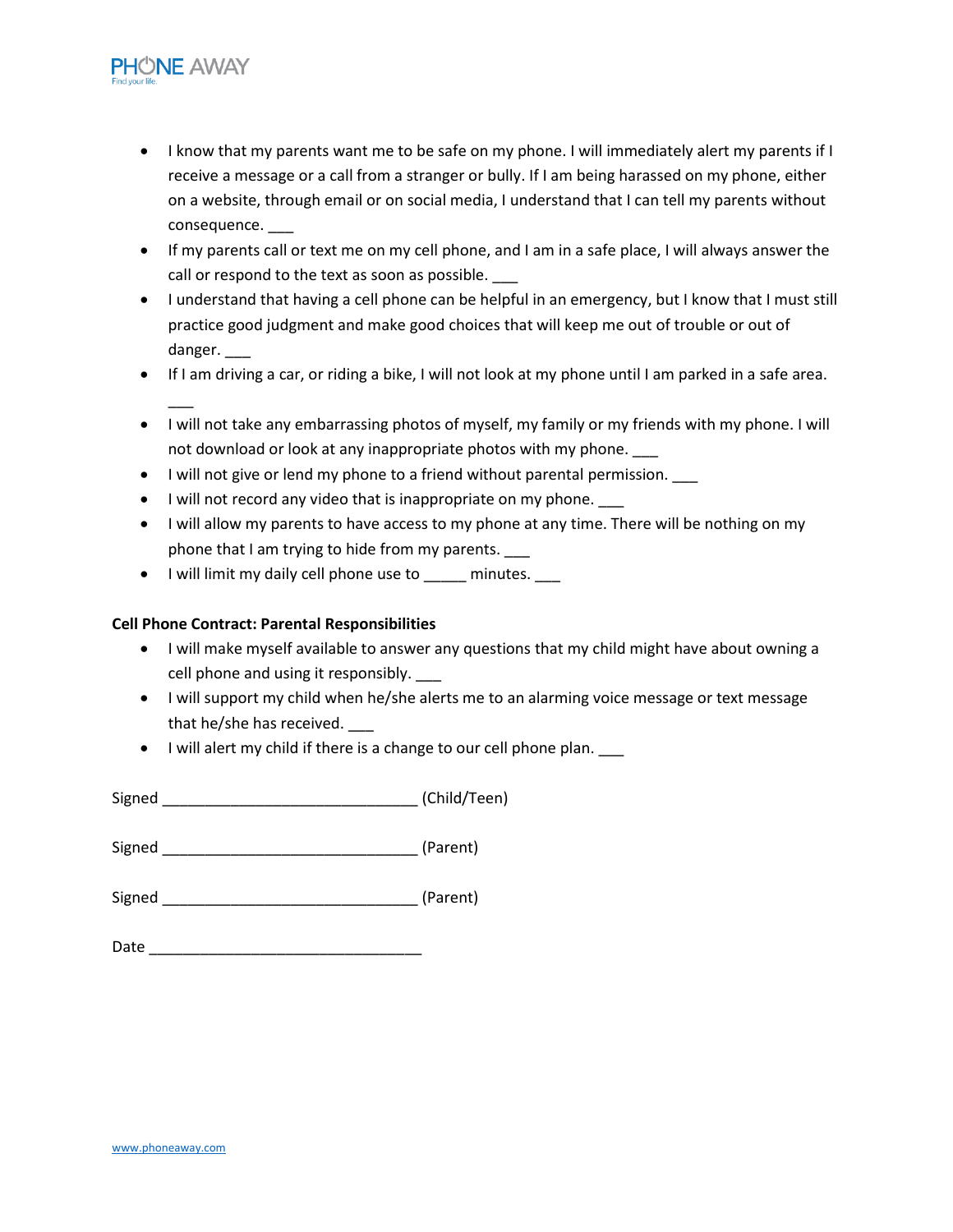- I know that my parents want me to be safe on my phone. I will immediately alert my parents if I receive a message or a call from a stranger or bully. If I am being harassed on my phone, either on a website, through email or on social media, I understand that I can tell my parents without consequence. ___
- If my parents call or text me on my cell phone, and I am in a safe place, I will always answer the call or respond to the text as soon as possible. ___
- I understand that having a cell phone can be helpful in an emergency, but I know that I must still practice good judgment and make good choices that will keep me out of trouble or out of danger. ___
- If I am driving a car, or riding a bike, I will not look at my phone until I am parked in a safe area. ___
- I will not take any embarrassing photos of myself, my family or my friends with my phone. I will not download or look at any inappropriate photos with my phone. ___
- I will not give or lend my phone to a friend without parental permission. ___
- I will not record any video that is inappropriate on my phone. ___
- I will allow my parents to have access to my phone at any time. There will be nothing on my phone that I am trying to hide from my parents. ___
- I will limit my daily cell phone use to _____ minutes. ___

**Cell Phone Contract: Parental Responsibilities**

- I will make myself available to answer any questions that my child might have about owning a cell phone and using it responsibly. ___
- I will support my child when he/she alerts me to an alarming voice message or text message that he/she has received. ___
- I will alert my child if there is a change to our cell phone plan. ___

Signed ______________________________ (Child/Teen)

Signed ______________________________ (Parent)

Signed ______________________________ (Parent)

Date ________________________________